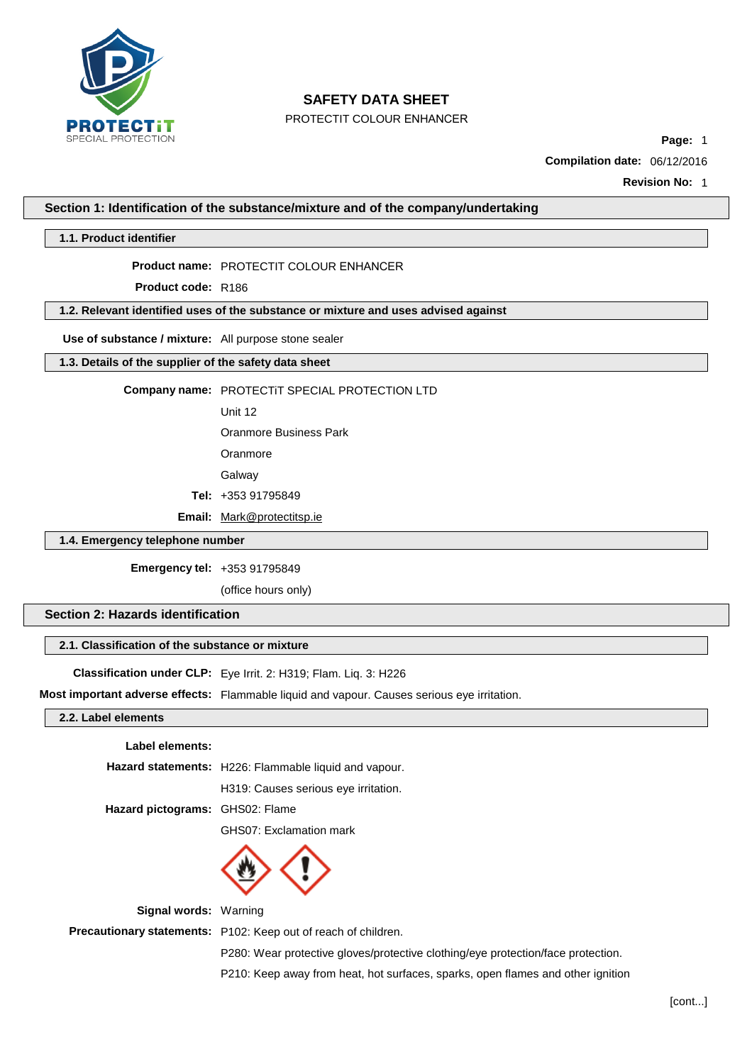# SAFETY DATA SHEET

PROTECTIT COLOUR ENHANCER

**Compilation date:** 06/12/2016

**Revision No:** 1

## Section 1: Identification of the substance/mixture and of the company/undertaking

### 1.1. Product identifier

**Product name:** PROTECTIT COLOUR ENHANCER

**Product code:** R186

### 1.2. Relevant identified uses of the substance or mixture and uses advised against

**Use of substance / mixture:** All purpose stone sealer

### 1.3. Details of the supplier of the safety data sheet

**Company name:** PROTECTiT SPECIAL PROTECTION LTD

Unit 12

Oranmore Business Park

Oranmore

Galway

**Tel:** +353 91795849

**Email:** Mark@protectitsp.ie

### 1.4. Emergency telephone number

**Emergency tel:** +353 91795849

(office hours only)

## Section 2: Hazards identification

### 2.1. Classification of the substance or mixture

**Classification under CLP:** Eye Irrit. 2: H319; Flam. Liq. 3: H226

**Most important adverse effects:** Flammable liquid and vapour. Causes serious eye irritation.

### 2.2. Label elements

**Label elements:**

**Hazard statements:** H226: Flammable liquid and vapour.

H319: Causes serious eye irritation.

**Hazard pictograms:** GHS02: Flame

GHS07: Exclamation mark

**Signal words:** Warning

**Precautionary statements:** P102: Keep out of reach of children.

P280: Wear protective gloves/protective clothing/eye protection/face protection.

P210: Keep away from heat, hot surfaces, sparks, open flames and other ignition

[cont...]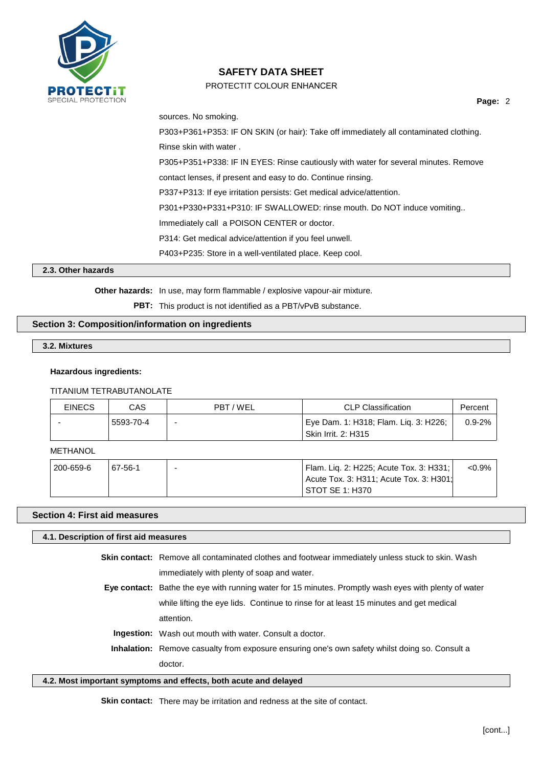sources. No smoking.

P303+P361+P353: IF ON SKIN (or hair): Take off immediately all contaminated clothing. Rinse skin with water .

P305+P351+P338: IF IN EYES: Rinse cautiously with water for several minutes. Remove contact lenses, if present and easy to do. Continue rinsing.

P337+P313: If eye irritation persists: Get medical advice/attention.

P301+P330+P331+P310: IF SWALLOWED: rinse mouth. Do NOT induce vomiting.. Immediately call a POISON CENTER or doctor.

P314: Get medical advice/attention if you feel unwell.

P403+P235: Store in a well-ventilated place. Keep cool.

### 2.3. Other hazards

**Other hazards:** In use, may form flammable / explosive vapour-air mixture.

**PBT:** This product is not identified as a PBT/vPvB substance.

## Section 3: Composition/information on ingredients

### 3.2. Mixtures

**Hazardous ingredients:**

TITANIUM TETRABUTANOLATE

| EINECS | CAS | PBT / WEL | CLP Classification | Percent |
|---|---|---|---|---|
| - | 5593-70-4 | - | Eye Dam. 1: H318; Flam. Liq. 3: H226; Skin Irrit. 2: H315 | 0.9-2% |

METHANOL

| EINECS | CAS | PBT / WEL | CLP Classification | Percent |
|---|---|---|---|---|
| 200-659-6 | 67-56-1 | - | Flam. Liq. 2: H225; Acute Tox. 3: H331; Acute Tox. 3: H311; Acute Tox. 3: H301; STOT SE 1: H370 | <0.9% |

## Section 4: First aid measures

### 4.1. Description of first aid measures

**Skin contact:** Remove all contaminated clothes and footwear immediately unless stuck to skin. Wash immediately with plenty of soap and water.

**Eye contact:** Bathe the eye with running water for 15 minutes. Promptly wash eyes with plenty of water while lifting the eye lids. Continue to rinse for at least 15 minutes and get medical attention.

**Ingestion:** Wash out mouth with water. Consult a doctor.

**Inhalation:** Remove casualty from exposure ensuring one's own safety whilst doing so. Consult a doctor.

### 4.2. Most important symptoms and effects, both acute and delayed

**Skin contact:** There may be irritation and redness at the site of contact.

[cont...]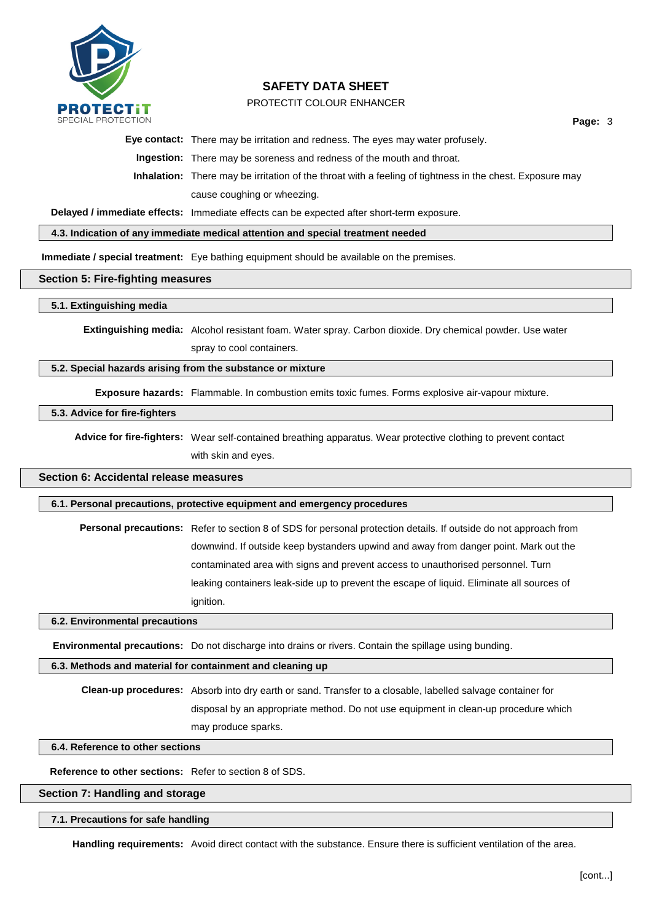**Eye contact:** There may be irritation and redness. The eyes may water profusely.

**Ingestion:** There may be soreness and redness of the mouth and throat.

**Inhalation:** There may be irritation of the throat with a feeling of tightness in the chest. Exposure may cause coughing or wheezing.

**Delayed / immediate effects:** Immediate effects can be expected after short-term exposure.

### 4.3. Indication of any immediate medical attention and special treatment needed

**Immediate / special treatment:** Eye bathing equipment should be available on the premises.

## Section 5: Fire-fighting measures

### 5.1. Extinguishing media

**Extinguishing media:** Alcohol resistant foam. Water spray. Carbon dioxide. Dry chemical powder. Use water spray to cool containers.

### 5.2. Special hazards arising from the substance or mixture

**Exposure hazards:** Flammable. In combustion emits toxic fumes. Forms explosive air-vapour mixture.

### 5.3. Advice for fire-fighters

**Advice for fire-fighters:** Wear self-contained breathing apparatus. Wear protective clothing to prevent contact with skin and eyes.

## Section 6: Accidental release measures

### 6.1. Personal precautions, protective equipment and emergency procedures

**Personal precautions:** Refer to section 8 of SDS for personal protection details. If outside do not approach from downwind. If outside keep bystanders upwind and away from danger point. Mark out the contaminated area with signs and prevent access to unauthorised personnel. Turn leaking containers leak-side up to prevent the escape of liquid. Eliminate all sources of ignition.

### 6.2. Environmental precautions

**Environmental precautions:** Do not discharge into drains or rivers. Contain the spillage using bunding.

### 6.3. Methods and material for containment and cleaning up

**Clean-up procedures:** Absorb into dry earth or sand. Transfer to a closable, labelled salvage container for disposal by an appropriate method. Do not use equipment in clean-up procedure which may produce sparks.

### 6.4. Reference to other sections

**Reference to other sections:** Refer to section 8 of SDS.

## Section 7: Handling and storage

### 7.1. Precautions for safe handling

**Handling requirements:** Avoid direct contact with the substance. Ensure there is sufficient ventilation of the area.

[cont...]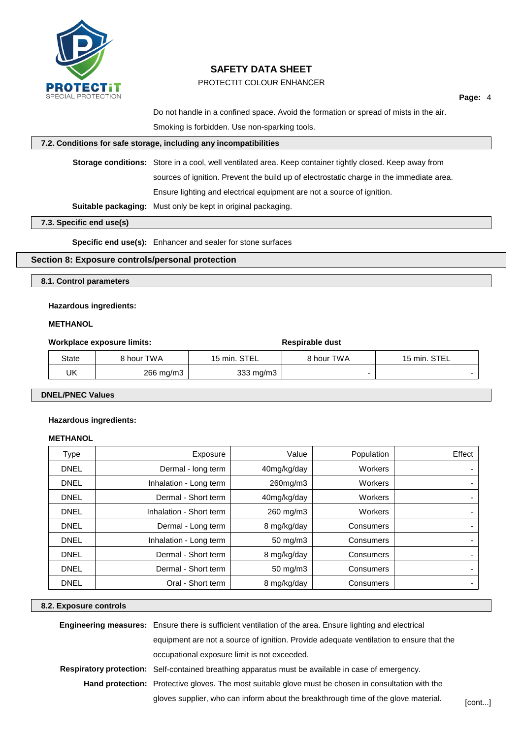Do not handle in a confined space. Avoid the formation or spread of mists in the air. Smoking is forbidden. Use non-sparking tools.

### 7.2. Conditions for safe storage, including any incompatibilities

**Storage conditions:** Store in a cool, well ventilated area. Keep container tightly closed. Keep away from sources of ignition. Prevent the build up of electrostatic charge in the immediate area. Ensure lighting and electrical equipment are not a source of ignition.

**Suitable packaging:** Must only be kept in original packaging.

### 7.3. Specific end use(s)

**Specific end use(s):** Enhancer and sealer for stone surfaces

## Section 8: Exposure controls/personal protection

### 8.1. Control parameters

**Hazardous ingredients:**

**METHANOL**

**Workplace exposure limits:** | **Respirable dust**

| State | 8 hour TWA | 15 min. STEL | 8 hour TWA | 15 min. STEL |
|---|---|---|---|---|
| UK | 266 mg/m3 | 333 mg/m3 | - | - |

### DNEL/PNEC Values

**Hazardous ingredients:**

**METHANOL**

| Type | Exposure | Value | Population | Effect |
|---|---|---|---|---|
| DNEL | Dermal - long term | 40mg/kg/day | Workers | - |
| DNEL | Inhalation - Long term | 260mg/m3 | Workers | - |
| DNEL | Dermal - Short term | 40mg/kg/day | Workers | - |
| DNEL | Inhalation - Short term | 260 mg/m3 | Workers | - |
| DNEL | Dermal - Long term | 8 mg/kg/day | Consumers | - |
| DNEL | Inhalation - Long term | 50 mg/m3 | Consumers | - |
| DNEL | Dermal - Short term | 8 mg/kg/day | Consumers | - |
| DNEL | Dermal - Short term | 50 mg/m3 | Consumers | - |
| DNEL | Oral - Short term | 8 mg/kg/day | Consumers | - |

### 8.2. Exposure controls

**Engineering measures:** Ensure there is sufficient ventilation of the area. Ensure lighting and electrical equipment are not a source of ignition. Provide adequate ventilation to ensure that the occupational exposure limit is not exceeded.

**Respiratory protection:** Self-contained breathing apparatus must be available in case of emergency.

**Hand protection:** Protective gloves. The most suitable glove must be chosen in consultation with the gloves supplier, who can inform about the breakthrough time of the glove material.

[cont...]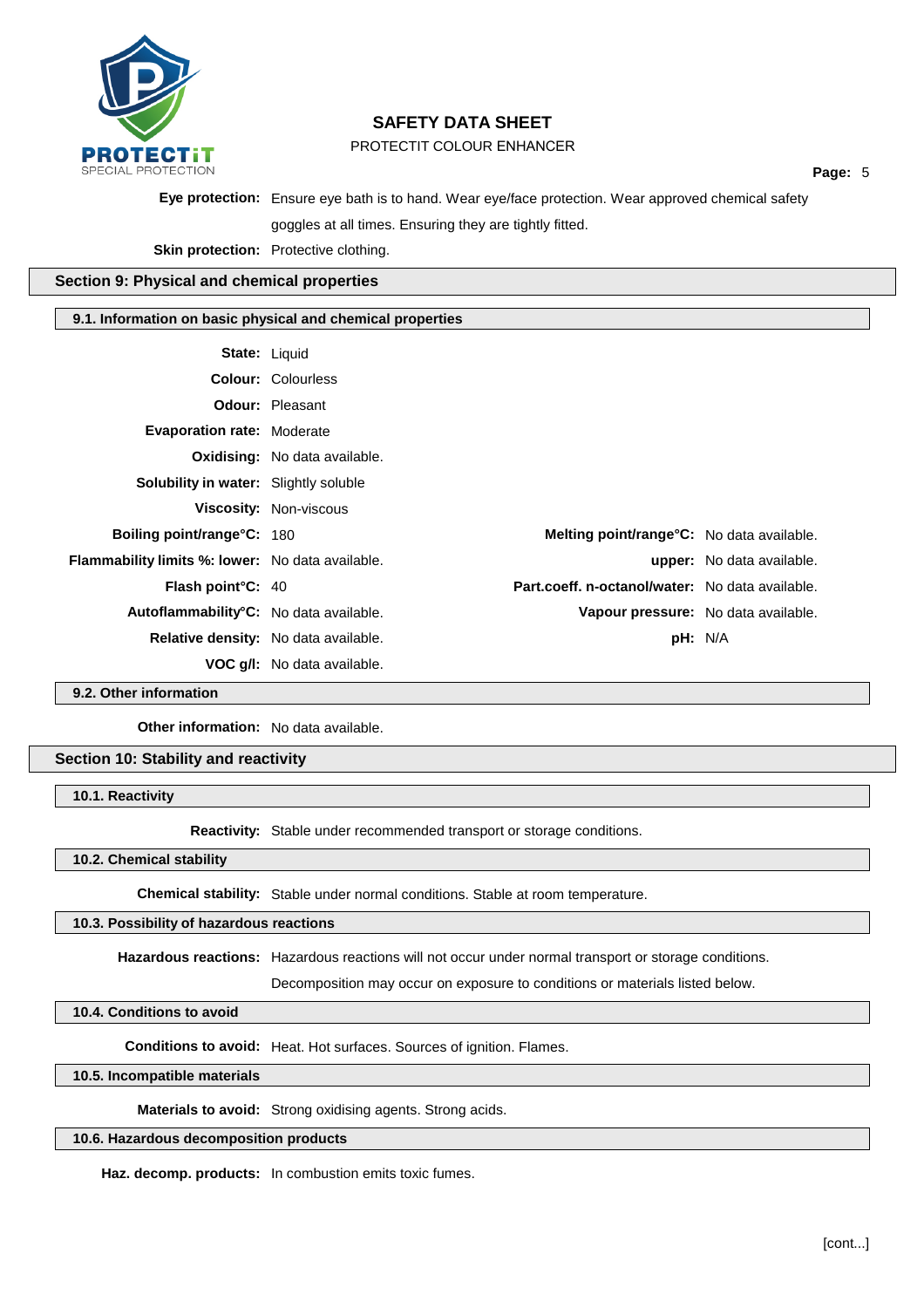**Eye protection:** Ensure eye bath is to hand. Wear eye/face protection. Wear approved chemical safety goggles at all times. Ensuring they are tightly fitted.

**Skin protection:** Protective clothing.

## Section 9: Physical and chemical properties

### 9.1. Information on basic physical and chemical properties

**State:** Liquid

**Colour:** Colourless

**Odour:** Pleasant

**Evaporation rate:** Moderate

**Oxidising:** No data available.

**Solubility in water:** Slightly soluble

**Viscosity:** Non-viscous

| | | | |
|---|---|---|---|
| **Boiling point/range°C:** | 180 | **Melting point/range°C:** | No data available. |
| **Flammability limits %: lower:** | No data available. | **upper:** | No data available. |
| **Flash point°C:** | 40 | **Part.coeff. n-octanol/water:** | No data available. |
| **Autoflammability°C:** | No data available. | **Vapour pressure:** | No data available. |
| **Relative density:** | No data available. | **pH:** | N/A |
| **VOC g/l:** | No data available. | | |

### 9.2. Other information

**Other information:** No data available.

## Section 10: Stability and reactivity

### 10.1. Reactivity

**Reactivity:** Stable under recommended transport or storage conditions.

### 10.2. Chemical stability

**Chemical stability:** Stable under normal conditions. Stable at room temperature.

### 10.3. Possibility of hazardous reactions

**Hazardous reactions:** Hazardous reactions will not occur under normal transport or storage conditions. Decomposition may occur on exposure to conditions or materials listed below.

### 10.4. Conditions to avoid

**Conditions to avoid:** Heat. Hot surfaces. Sources of ignition. Flames.

### 10.5. Incompatible materials

**Materials to avoid:** Strong oxidising agents. Strong acids.

### 10.6. Hazardous decomposition products

**Haz. decomp. products:** In combustion emits toxic fumes.

[cont...]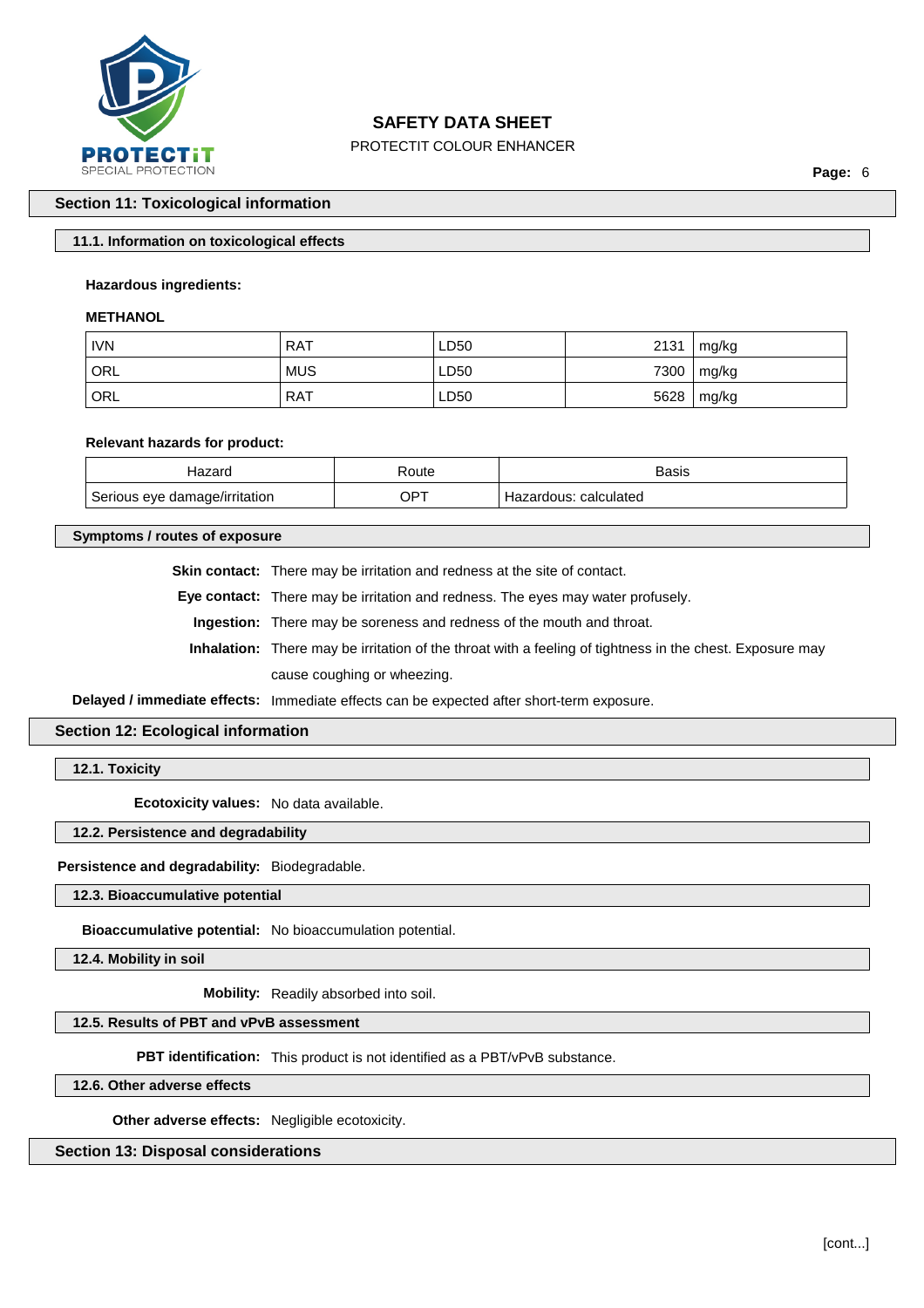## Section 11: Toxicological information

### 11.1. Information on toxicological effects

**Hazardous ingredients:**

**METHANOL**

| | | | | |
|---|---|---|---|---|
| IVN | RAT | LD50 | 2131 | mg/kg |
| ORL | MUS | LD50 | 7300 | mg/kg |
| ORL | RAT | LD50 | 5628 | mg/kg |

**Relevant hazards for product:**

| Hazard | Route | Basis |
|---|---|---|
| Serious eye damage/irritation | OPT | Hazardous: calculated |

### Symptoms / routes of exposure

**Skin contact:** There may be irritation and redness at the site of contact.

**Eye contact:** There may be irritation and redness. The eyes may water profusely.

**Ingestion:** There may be soreness and redness of the mouth and throat.

**Inhalation:** There may be irritation of the throat with a feeling of tightness in the chest. Exposure may cause coughing or wheezing.

**Delayed / immediate effects:** Immediate effects can be expected after short-term exposure.

## Section 12: Ecological information

### 12.1. Toxicity

**Ecotoxicity values:** No data available.

### 12.2. Persistence and degradability

**Persistence and degradability:** Biodegradable.

### 12.3. Bioaccumulative potential

**Bioaccumulative potential:** No bioaccumulation potential.

### 12.4. Mobility in soil

**Mobility:** Readily absorbed into soil.

### 12.5. Results of PBT and vPvB assessment

**PBT identification:** This product is not identified as a PBT/vPvB substance.

### 12.6. Other adverse effects

**Other adverse effects:** Negligible ecotoxicity.

## Section 13: Disposal considerations

[cont...]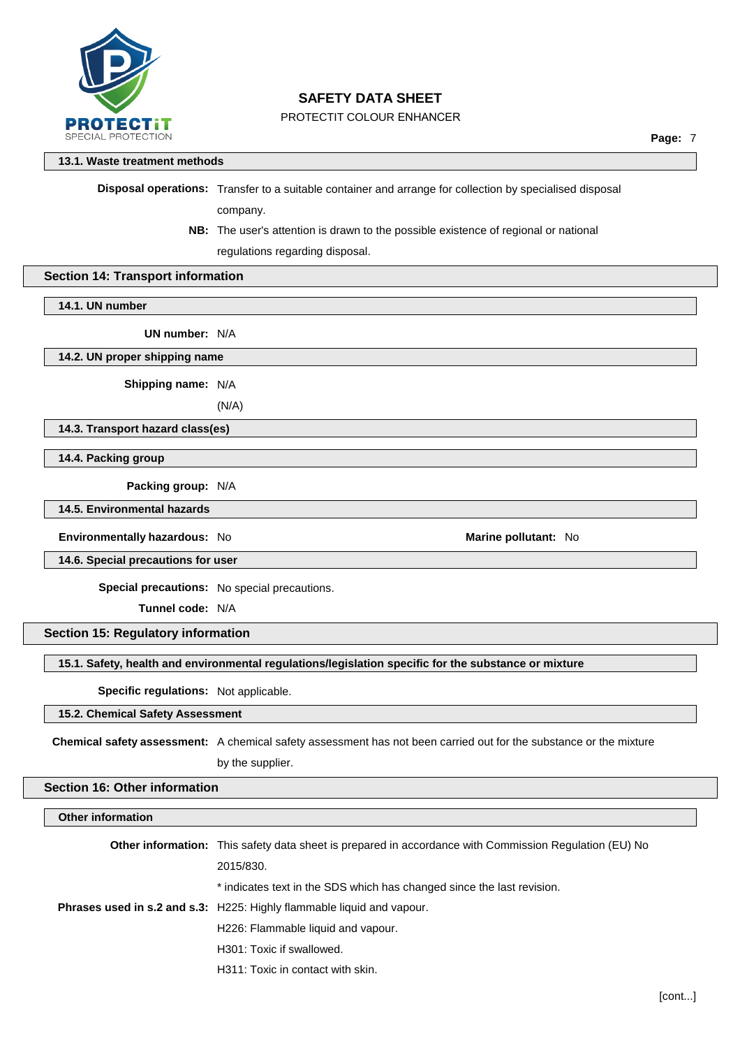### 13.1. Waste treatment methods

**Disposal operations:** Transfer to a suitable container and arrange for collection by specialised disposal company.

**NB:** The user's attention is drawn to the possible existence of regional or national regulations regarding disposal.

## Section 14: Transport information

### 14.1. UN number

**UN number:** N/A

### 14.2. UN proper shipping name

**Shipping name:** N/A

(N/A)

### 14.3. Transport hazard class(es)

### 14.4. Packing group

**Packing group:** N/A

### 14.5. Environmental hazards

**Environmentally hazardous:** No

**Marine pollutant:** No

### 14.6. Special precautions for user

**Special precautions:** No special precautions.

**Tunnel code:** N/A

## Section 15: Regulatory information

### 15.1. Safety, health and environmental regulations/legislation specific for the substance or mixture

**Specific regulations:** Not applicable.

### 15.2. Chemical Safety Assessment

**Chemical safety assessment:** A chemical safety assessment has not been carried out for the substance or the mixture by the supplier.

## Section 16: Other information

### Other information

**Other information:** This safety data sheet is prepared in accordance with Commission Regulation (EU) No 2015/830.

* indicates text in the SDS which has changed since the last revision.

**Phrases used in s.2 and s.3:** H225: Highly flammable liquid and vapour.

H226: Flammable liquid and vapour.

H301: Toxic if swallowed.

H311: Toxic in contact with skin.

[cont...]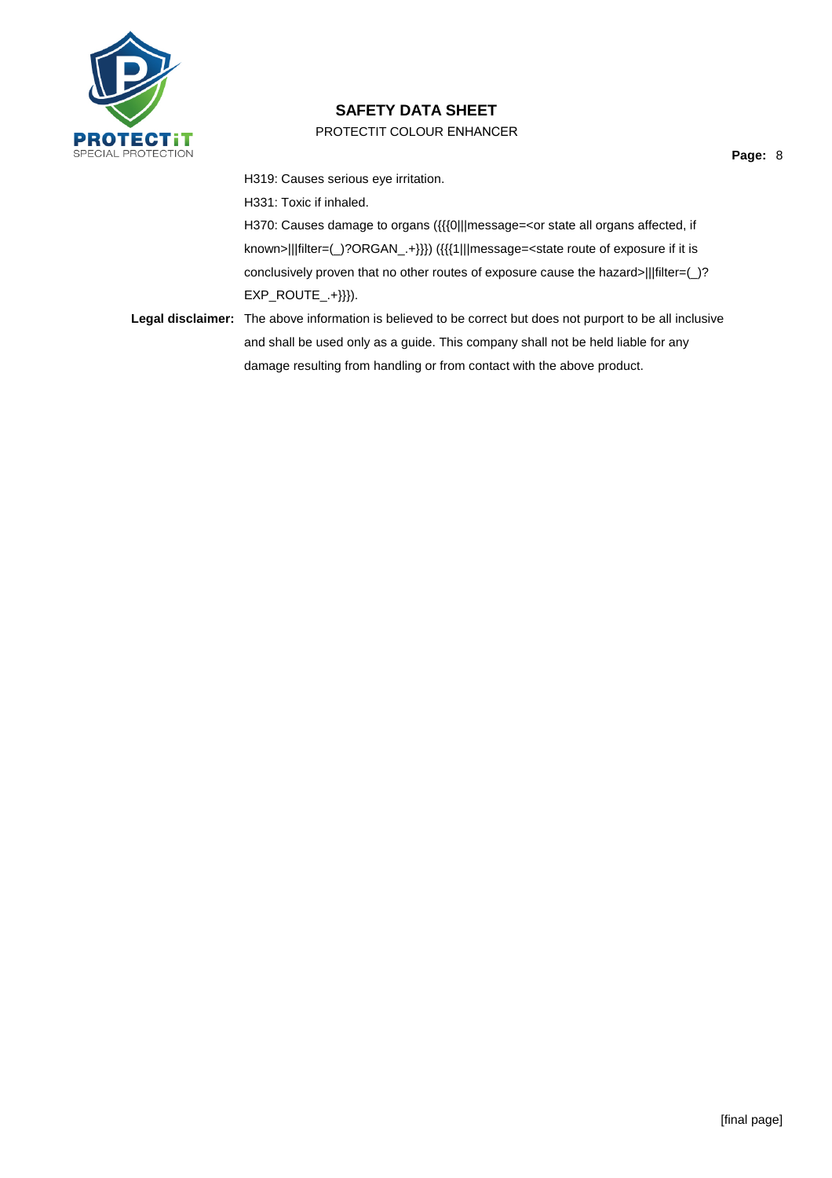H319: Causes serious eye irritation.

H331: Toxic if inhaled.

H370: Causes damage to organs ({{{0|||message=<or state all organs affected, if known>|||filter=(_)?ORGAN_.+}}}) ({{{1|||message=<state route of exposure if it is conclusively proven that no other routes of exposure cause the hazard>|||filter=(_)?EXP_ROUTE_.+}}}).

**Legal disclaimer:** The above information is believed to be correct but does not purport to be all inclusive and shall be used only as a guide. This company shall not be held liable for any damage resulting from handling or from contact with the above product.

[final page]